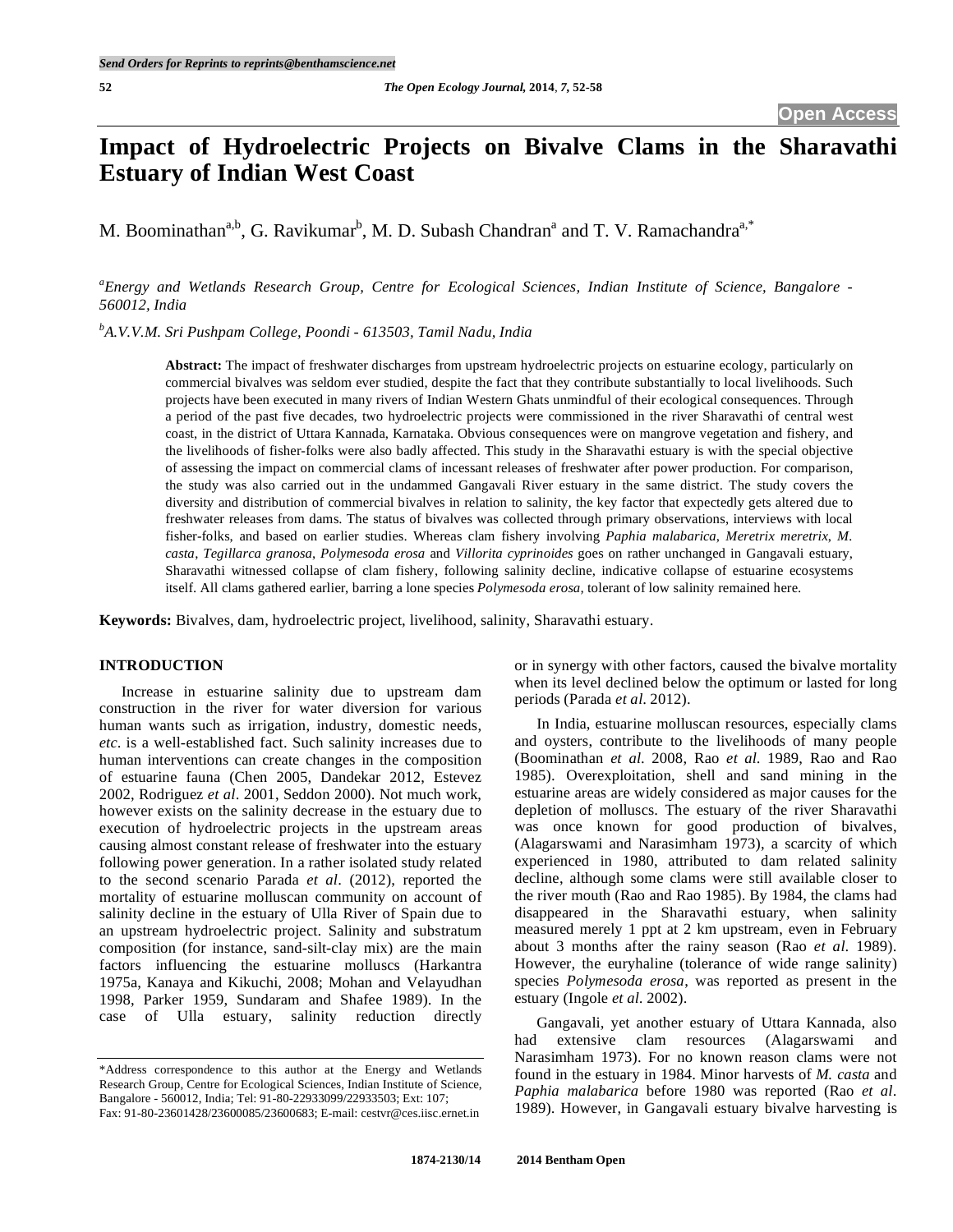# Impact of Hydroelectric Projects on Bivalve Clams in the Sharavathi Estuary of Indian West Coast

M. Boominathan[a,b], G. Ravikumar[b], M. D. Subash Chandran[a] and T. V. Ramachandra[a,*]

[a] *Energy and Wetlands Research Group, Centre for Ecological Sciences, Indian Institute of Science, Bangalore - 560012, India*

[b] *A.V.V.M. Sri Pushpam College, Poondi - 613503, Tamil Nadu, India*

**Abstract:** The impact of freshwater discharges from upstream hydroelectric projects on estuarine ecology, particularly on commercial bivalves was seldom ever studied, despite the fact that they contribute substantially to local livelihoods. Such projects have been executed in many rivers of Indian Western Ghats unmindful of their ecological consequences. Through a period of the past five decades, two hydroelectric projects were commissioned in the river Sharavathi of central west coast, in the district of Uttara Kannada, Karnataka. Obvious consequences were on mangrove vegetation and fishery, and the livelihoods of fisher-folks were also badly affected. This study in the Sharavathi estuary is with the special objective of assessing the impact on commercial clams of incessant releases of freshwater after power production. For comparison, the study was also carried out in the undammed Gangavali River estuary in the same district. The study covers the diversity and distribution of commercial bivalves in relation to salinity, the key factor that expectedly gets altered due to freshwater releases from dams. The status of bivalves was collected through primary observations, interviews with local fisher-folks, and based on earlier studies. Whereas clam fishery involving *Paphia malabarica*, *Meretrix meretrix*, *M. casta*, *Tegillarca granosa*, *Polymesoda erosa* and *Villorita cyprinoides* goes on rather unchanged in Gangavali estuary, Sharavathi witnessed collapse of clam fishery, following salinity decline, indicative collapse of estuarine ecosystems itself. All clams gathered earlier, barring a lone species *Polymesoda erosa,* tolerant of low salinity remained here.

**Keywords:** Bivalves, dam, hydroelectric project, livelihood, salinity, Sharavathi estuary.

## INTRODUCTION

Increase in estuarine salinity due to upstream dam construction in the river for water diversion for various human wants such as irrigation, industry, domestic needs, *etc.* is a well-established fact. Such salinity increases due to human interventions can create changes in the composition of estuarine fauna (Chen 2005, Dandekar 2012, Estevez 2002, Rodriguez *et al*. 2001, Seddon 2000). Not much work, however exists on the salinity decrease in the estuary due to execution of hydroelectric projects in the upstream areas causing almost constant release of freshwater into the estuary following power generation. In a rather isolated study related to the second scenario Parada *et al*. (2012), reported the mortality of estuarine molluscan community on account of salinity decline in the estuary of Ulla River of Spain due to an upstream hydroelectric project. Salinity and substratum composition (for instance, sand-silt-clay mix) are the main factors influencing the estuarine molluscs (Harkantra 1975a, Kanaya and Kikuchi, 2008; Mohan and Velayudhan 1998, Parker 1959, Sundaram and Shafee 1989). In the case of Ulla estuary, salinity reduction directly or in synergy with other factors, caused the bivalve mortality when its level declined below the optimum or lasted for long periods (Parada *et al*. 2012).

In India, estuarine molluscan resources, especially clams and oysters, contribute to the livelihoods of many people (Boominathan *et al.* 2008, Rao *et al.* 1989, Rao and Rao 1985). Overexploitation, shell and sand mining in the estuarine areas are widely considered as major causes for the depletion of molluscs. The estuary of the river Sharavathi was once known for good production of bivalves, (Alagarswami and Narasimham 1973), a scarcity of which experienced in 1980, attributed to dam related salinity decline, although some clams were still available closer to the river mouth (Rao and Rao 1985). By 1984, the clams had disappeared in the Sharavathi estuary, when salinity measured merely 1 ppt at 2 km upstream, even in February about 3 months after the rainy season (Rao *et al.* 1989). However, the euryhaline (tolerance of wide range salinity) species *Polymesoda erosa*, was reported as present in the estuary (Ingole *et al.* 2002).

Gangavali, yet another estuary of Uttara Kannada, also had extensive clam resources (Alagarswami and Narasimham 1973). For no known reason clams were not found in the estuary in 1984. Minor harvests of *M. casta* and *Paphia malabarica* before 1980 was reported (Rao *et al*. 1989). However, in Gangavali estuary bivalve harvesting is

*Address correspondence to this author at the Energy and Wetlands Research Group, Centre for Ecological Sciences, Indian Institute of Science, Bangalore - 560012, India; Tel: 91-80-22933099/22933503; Ext: 107; Fax: 91-80-23601428/23600085/23600683; E-mail: cestvr@ces.iisc.ernet.in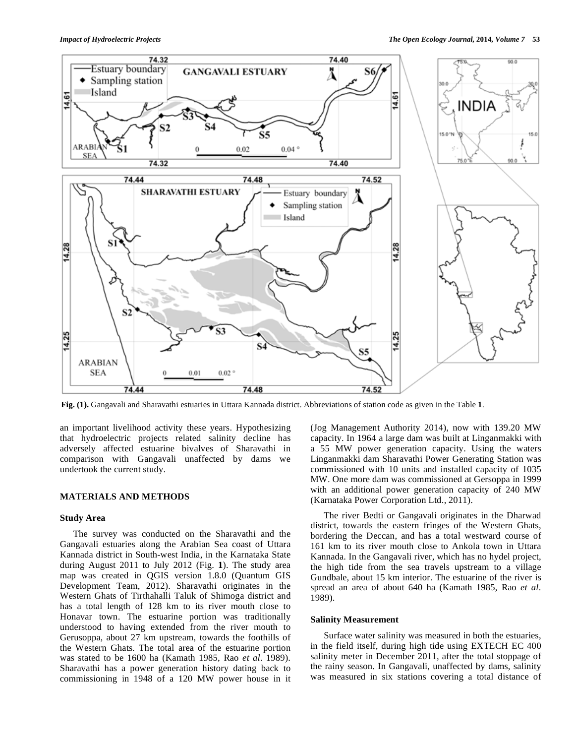Fig. (1). Gangavali and Sharavathi estuaries in Uttara Kannada district. Abbreviations of station code as given in the Table 1.

an important livelihood activity these years. Hypothesizing that hydroelectric projects related salinity decline has adversely affected estuarine bivalves of Sharavathi in comparison with Gangavali unaffected by dams we undertook the current study.

## MATERIALS AND METHODS

### Study Area

The survey was conducted on the Sharavathi and the Gangavali estuaries along the Arabian Sea coast of Uttara Kannada district in South-west India, in the Karnataka State during August 2011 to July 2012 (Fig. 1). The study area map was created in QGIS version 1.8.0 (Quantum GIS Development Team, 2012). Sharavathi originates in the Western Ghats of Tirthahalli Taluk of Shimoga district and has a total length of 128 km to its river mouth close to Honavar town. The estuarine portion was traditionally understood to having extended from the river mouth to Gerusoppa, about 27 km upstream, towards the foothills of the Western Ghats. The total area of the estuarine portion was stated to be 1600 ha (Kamath 1985, Rao *et al*. 1989). Sharavathi has a power generation history dating back to commissioning in 1948 of a 120 MW power house in it (Jog Management Authority 2014), now with 139.20 MW capacity. In 1964 a large dam was built at Linganmakki with a 55 MW power generation capacity. Using the waters Linganmakki dam Sharavathi Power Generating Station was commissioned with 10 units and installed capacity of 1035 MW. One more dam was commissioned at Gersoppa in 1999 with an additional power generation capacity of 240 MW (Karnataka Power Corporation Ltd., 2011).

The river Bedti or Gangavali originates in the Dharwad district, towards the eastern fringes of the Western Ghats, bordering the Deccan, and has a total westward course of 161 km to its river mouth close to Ankola town in Uttara Kannada. In the Gangavali river, which has no hydel project, the high tide from the sea travels upstream to a village Gundbale, about 15 km interior. The estuarine of the river is spread an area of about 640 ha (Kamath 1985, Rao *et al*. 1989).

### Salinity Measurement

Surface water salinity was measured in both the estuaries, in the field itself, during high tide using EXTECH EC 400 salinity meter in December 2011, after the total stoppage of the rainy season. In Gangavali, unaffected by dams, salinity was measured in six stations covering a total distance of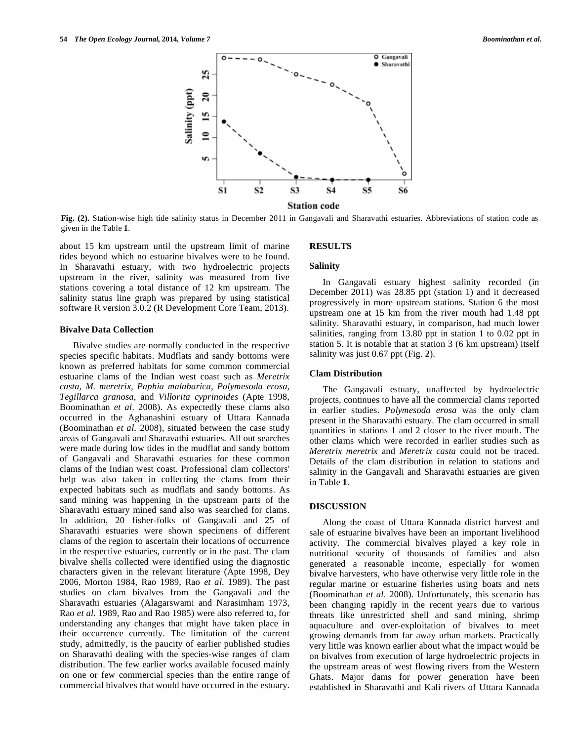Fig. (2). Station-wise high tide salinity status in December 2011 in Gangavali and Sharavathi estuaries. Abbreviations of station code as given in the Table **1**.

about 15 km upstream until the upstream limit of marine tides beyond which no estuarine bivalves were to be found. In Sharavathi estuary, with two hydroelectric projects upstream in the river, salinity was measured from five stations covering a total distance of 12 km upstream. The salinity status line graph was prepared by using statistical software R version 3.0.2 (R Development Core Team, 2013).

### Bivalve Data Collection

Bivalve studies are normally conducted in the respective species specific habitats. Mudflats and sandy bottoms were known as preferred habitats for some common commercial estuarine clams of the Indian west coast such as *Meretrix casta, M. meretrix, Paphia malabarica, Polymesoda erosa, Tegillarca granosa*, and *Villorita cyprinoides* (Apte 1998, Boominathan *et al*. 2008). As expectedly these clams also occurred in the Aghanashini estuary of Uttara Kannada (Boominathan *et al.* 2008), situated between the case study areas of Gangavali and Sharavathi estuaries. All out searches were made during low tides in the mudflat and sandy bottom of Gangavali and Sharavathi estuaries for these common clams of the Indian west coast. Professional clam collectors' help was also taken in collecting the clams from their expected habitats such as mudflats and sandy bottoms. As sand mining was happening in the upstream parts of the Sharavathi estuary mined sand also was searched for clams. In addition, 20 fisher-folks of Gangavali and 25 of Sharavathi estuaries were shown specimens of different clams of the region to ascertain their locations of occurrence in the respective estuaries, currently or in the past. The clam bivalve shells collected were identified using the diagnostic characters given in the relevant literature (Apte 1998, Dey 2006, Morton 1984, Rao 1989, Rao *et al*. 1989). The past studies on clam bivalves from the Gangavali and the Sharavathi estuaries (Alagarswami and Narasimham 1973, Rao *et al*. 1989, Rao and Rao 1985) were also referred to, for understanding any changes that might have taken place in their occurrence currently. The limitation of the current study, admittedly, is the paucity of earlier published studies on Sharavathi dealing with the species-wise ranges of clam distribution. The few earlier works available focused mainly on one or few commercial species than the entire range of commercial bivalves that would have occurred in the estuary.

## RESULTS

### Salinity

In Gangavali estuary highest salinity recorded (in December 2011) was 28.85 ppt (station 1) and it decreased progressively in more upstream stations. Station 6 the most upstream one at 15 km from the river mouth had 1.48 ppt salinity. Sharavathi estuary, in comparison, had much lower salinities, ranging from 13.80 ppt in station 1 to 0.02 ppt in station 5. It is notable that at station 3 (6 km upstream) itself salinity was just 0.67 ppt (Fig. **2**).

### Clam Distribution

The Gangavali estuary, unaffected by hydroelectric projects, continues to have all the commercial clams reported in earlier studies. *Polymesoda erosa* was the only clam present in the Sharavathi estuary. The clam occurred in small quantities in stations 1 and 2 closer to the river mouth. The other clams which were recorded in earlier studies such as *Meretrix meretrix* and *Meretrix casta* could not be traced. Details of the clam distribution in relation to stations and salinity in the Gangavali and Sharavathi estuaries are given in Table **1**.

## DISCUSSION

Along the coast of Uttara Kannada district harvest and sale of estuarine bivalves have been an important livelihood activity. The commercial bivalves played a key role in nutritional security of thousands of families and also generated a reasonable income, especially for women bivalve harvesters, who have otherwise very little role in the regular marine or estuarine fisheries using boats and nets (Boominathan *et al*. 2008). Unfortunately, this scenario has been changing rapidly in the recent years due to various threats like unrestricted shell and sand mining, shrimp aquaculture and over-exploitation of bivalves to meet growing demands from far away urban markets. Practically very little was known earlier about what the impact would be on bivalves from execution of large hydroelectric projects in the upstream areas of west flowing rivers from the Western Ghats. Major dams for power generation have been established in Sharavathi and Kali rivers of Uttara Kannada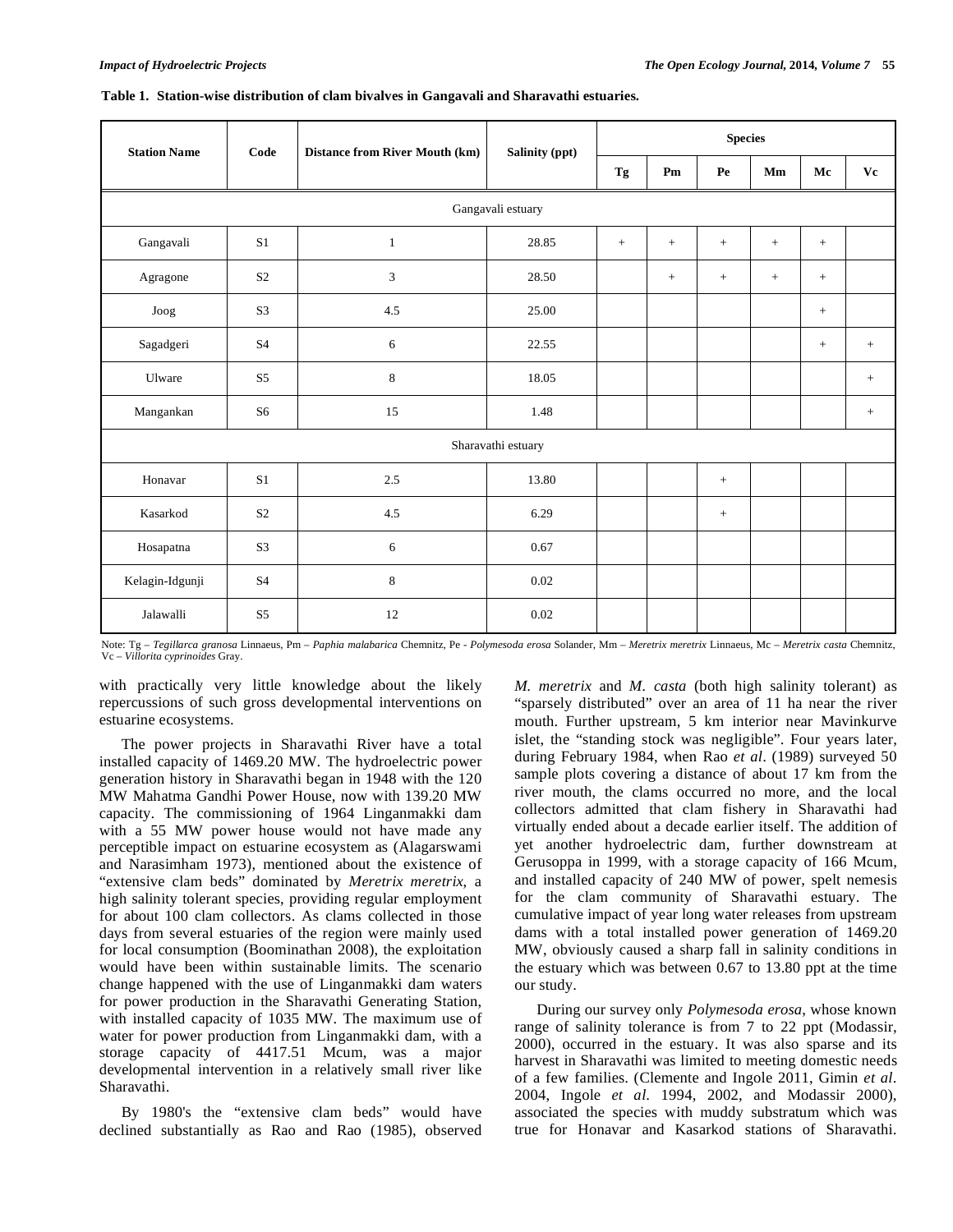**Table 1. Station-wise distribution of clam bivalves in Gangavali and Sharavathi estuaries.**

| Station Name | Code | Distance from River Mouth (km) | Salinity (ppt) | Species | | | | | |
|---|---|---|---|---|---|---|---|---|---|
| | | | | Tg | Pm | Pe | Mm | Mc | Vc |
| Gangavali estuary | | | | | | | | | |
| Gangavali | S1 | 1 | 28.85 | + | + | + | + | + | |
| Agragone | S2 | 3 | 28.50 | | + | + | + | + | |
| Joog | S3 | 4.5 | 25.00 | | | | | + | |
| Sagadgeri | S4 | 6 | 22.55 | | | | | + | + |
| Ulware | S5 | 8 | 18.05 | | | | | | + |
| Mangankan | S6 | 15 | 1.48 | | | | | | + |
| Sharavathi estuary | | | | | | | | | |
| Honavar | S1 | 2.5 | 13.80 | | | + | | | |
| Kasarkod | S2 | 4.5 | 6.29 | | | + | | | |
| Hosapatna | S3 | 6 | 0.67 | | | | | | |
| Kelagin-Idgunji | S4 | 8 | 0.02 | | | | | | |
| Jalawalli | S5 | 12 | 0.02 | | | | | | |

Note: Tg – *Tegillarca granosa* Linnaeus, Pm – *Paphia malabarica* Chemnitz, Pe - *Polymesoda erosa* Solander, Mm – *Meretrix meretrix* Linnaeus, Mc – *Meretrix casta* Chemnitz, Vc – *Villorita cyprinoides* Gray.

with practically very little knowledge about the likely repercussions of such gross developmental interventions on estuarine ecosystems.

The power projects in Sharavathi River have a total installed capacity of 1469.20 MW. The hydroelectric power generation history in Sharavathi began in 1948 with the 120 MW Mahatma Gandhi Power House, now with 139.20 MW capacity. The commissioning of 1964 Linganmakki dam with a 55 MW power house would not have made any perceptible impact on estuarine ecosystem as (Alagarswami and Narasimham 1973), mentioned about the existence of "extensive clam beds" dominated by *Meretrix meretrix*, a high salinity tolerant species, providing regular employment for about 100 clam collectors. As clams collected in those days from several estuaries of the region were mainly used for local consumption (Boominathan 2008), the exploitation would have been within sustainable limits. The scenario change happened with the use of Linganmakki dam waters for power production in the Sharavathi Generating Station, with installed capacity of 1035 MW. The maximum use of water for power production from Linganmakki dam, with a storage capacity of 4417.51 Mcum, was a major developmental intervention in a relatively small river like Sharavathi.

By 1980's the "extensive clam beds" would have declined substantially as Rao and Rao (1985), observed *M. meretrix* and *M. casta* (both high salinity tolerant) as "sparsely distributed" over an area of 11 ha near the river mouth. Further upstream, 5 km interior near Mavinkurve islet, the "standing stock was negligible". Four years later, during February 1984, when Rao *et al*. (1989) surveyed 50 sample plots covering a distance of about 17 km from the river mouth, the clams occurred no more, and the local collectors admitted that clam fishery in Sharavathi had virtually ended about a decade earlier itself. The addition of yet another hydroelectric dam, further downstream at Gerusoppa in 1999, with a storage capacity of 166 Mcum, and installed capacity of 240 MW of power, spelt nemesis for the clam community of Sharavathi estuary. The cumulative impact of year long water releases from upstream dams with a total installed power generation of 1469.20 MW, obviously caused a sharp fall in salinity conditions in the estuary which was between 0.67 to 13.80 ppt at the time our study.

During our survey only *Polymesoda erosa*, whose known range of salinity tolerance is from 7 to 22 ppt (Modassir, 2000), occurred in the estuary. It was also sparse and its harvest in Sharavathi was limited to meeting domestic needs of a few families. (Clemente and Ingole 2011, Gimin *et al*. 2004, Ingole *et al.* 1994, 2002, and Modassir 2000), associated the species with muddy substratum which was true for Honavar and Kasarkod stations of Sharavathi.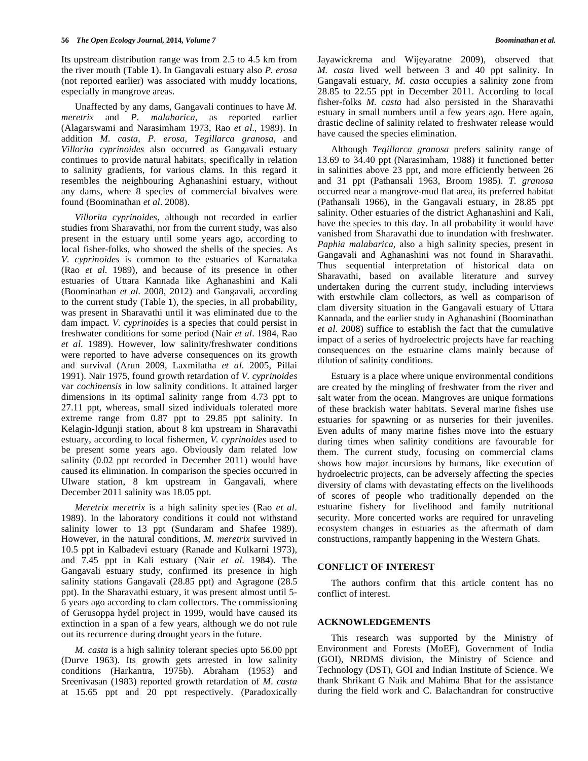Its upstream distribution range was from 2.5 to 4.5 km from the river mouth (Table **1**). In Gangavali estuary also *P. erosa* (not reported earlier) was associated with muddy locations, especially in mangrove areas.

Unaffected by any dams, Gangavali continues to have *M. meretrix* and *P. malabarica*, as reported earlier (Alagarswami and Narasimham 1973, Rao *et al*., 1989). In addition *M. casta, P. erosa, Tegillarca granosa,* and *Villorita cyprinoides* also occurred as Gangavali estuary continues to provide natural habitats, specifically in relation to salinity gradients, for various clams. In this regard it resembles the neighbouring Aghanashini estuary, without any dams, where 8 species of commercial bivalves were found (Boominathan *et al*. 2008).

*Villorita cyprinoides*, although not recorded in earlier studies from Sharavathi, nor from the current study, was also present in the estuary until some years ago, according to local fisher-folks, who showed the shells of the species. As *V. cyprinoides* is common to the estuaries of Karnataka (Rao *et al.* 1989), and because of its presence in other estuaries of Uttara Kannada like Aghanashini and Kali (Boominathan *et al.* 2008, 2012) and Gangavali, according to the current study (Table **1**), the species, in all probability, was present in Sharavathi until it was eliminated due to the dam impact. *V. cyprinoides* is a species that could persist in freshwater conditions for some period (Nair *et al*. 1984, Rao *et al.* 1989). However, low salinity/freshwater conditions were reported to have adverse consequences on its growth and survival (Arun 2009, Laxmilatha *et al.* 2005, Pillai 1991). Nair 1975, found growth retardation of *V. cyprinoides* var *cochinensis* in low salinity conditions. It attained larger dimensions in its optimal salinity range from 4.73 ppt to 27.11 ppt, whereas, small sized individuals tolerated more extreme range from 0.87 ppt to 29.85 ppt salinity. In Kelagin-Idgunji station, about 8 km upstream in Sharavathi estuary, according to local fishermen, *V. cyprinoides* used to be present some years ago. Obviously dam related low salinity (0.02 ppt recorded in December 2011) would have caused its elimination. In comparison the species occurred in Ulware station, 8 km upstream in Gangavali, where December 2011 salinity was 18.05 ppt.

*Meretrix meretrix* is a high salinity species (Rao *et al*. 1989). In the laboratory conditions it could not withstand salinity lower to 13 ppt (Sundaram and Shafee 1989). However, in the natural conditions, *M. meretrix* survived in 10.5 ppt in Kalbadevi estuary (Ranade and Kulkarni 1973), and 7.45 ppt in Kali estuary (Nair *et al.* 1984). The Gangavali estuary study, confirmed its presence in high salinity stations Gangavali (28.85 ppt) and Agragone (28.5 ppt). In the Sharavathi estuary, it was present almost until 5-6 years ago according to clam collectors. The commissioning of Gerusoppa hydel project in 1999, would have caused its extinction in a span of a few years, although we do not rule out its recurrence during drought years in the future.

*M. casta* is a high salinity tolerant species upto 56.00 ppt (Durve 1963). Its growth gets arrested in low salinity conditions (Harkantra, 1975b). Abraham (1953) and Sreenivasan (1983) reported growth retardation of *M. casta* at 15.65 ppt and 20 ppt respectively. (Paradoxically Jayawickrema and Wijeyaratne 2009), observed that *M. casta* lived well between 3 and 40 ppt salinity. In Gangavali estuary, *M. casta* occupies a salinity zone from 28.85 to 22.55 ppt in December 2011. According to local fisher-folks *M. casta* had also persisted in the Sharavathi estuary in small numbers until a few years ago. Here again, drastic decline of salinity related to freshwater release would have caused the species elimination.

Although *Tegillarca granosa* prefers salinity range of 13.69 to 34.40 ppt (Narasimham, 1988) it functioned better in salinities above 23 ppt, and more efficiently between 26 and 31 ppt (Pathansali 1963, Broom 1985). *T. granosa* occurred near a mangrove-mud flat area, its preferred habitat (Pathansali 1966), in the Gangavali estuary, in 28.85 ppt salinity. Other estuaries of the district Aghanashini and Kali, have the species to this day. In all probability it would have vanished from Sharavathi due to inundation with freshwater. *Paphia malabarica*, also a high salinity species, present in Gangavali and Aghanashini was not found in Sharavathi. Thus sequential interpretation of historical data on Sharavathi, based on available literature and survey undertaken during the current study, including interviews with erstwhile clam collectors, as well as comparison of clam diversity situation in the Gangavali estuary of Uttara Kannada, and the earlier study in Aghanashini (Boominathan *et al.* 2008) suffice to establish the fact that the cumulative impact of a series of hydroelectric projects have far reaching consequences on the estuarine clams mainly because of dilution of salinity conditions.

Estuary is a place where unique environmental conditions are created by the mingling of freshwater from the river and salt water from the ocean. Mangroves are unique formations of these brackish water habitats. Several marine fishes use estuaries for spawning or as nurseries for their juveniles. Even adults of many marine fishes move into the estuary during times when salinity conditions are favourable for them. The current study, focusing on commercial clams shows how major incursions by humans, like execution of hydroelectric projects, can be adversely affecting the species diversity of clams with devastating effects on the livelihoods of scores of people who traditionally depended on the estuarine fishery for livelihood and family nutritional security. More concerted works are required for unraveling ecosystem changes in estuaries as the aftermath of dam constructions, rampantly happening in the Western Ghats.

## CONFLICT OF INTEREST

The authors confirm that this article content has no conflict of interest.

## ACKNOWLEDGEMENTS

This research was supported by the Ministry of Environment and Forests (MoEF), Government of India (GOI), NRDMS division, the Ministry of Science and Technology (DST), GOI and Indian Institute of Science. We thank Shrikant G Naik and Mahima Bhat for the assistance during the field work and C. Balachandran for constructive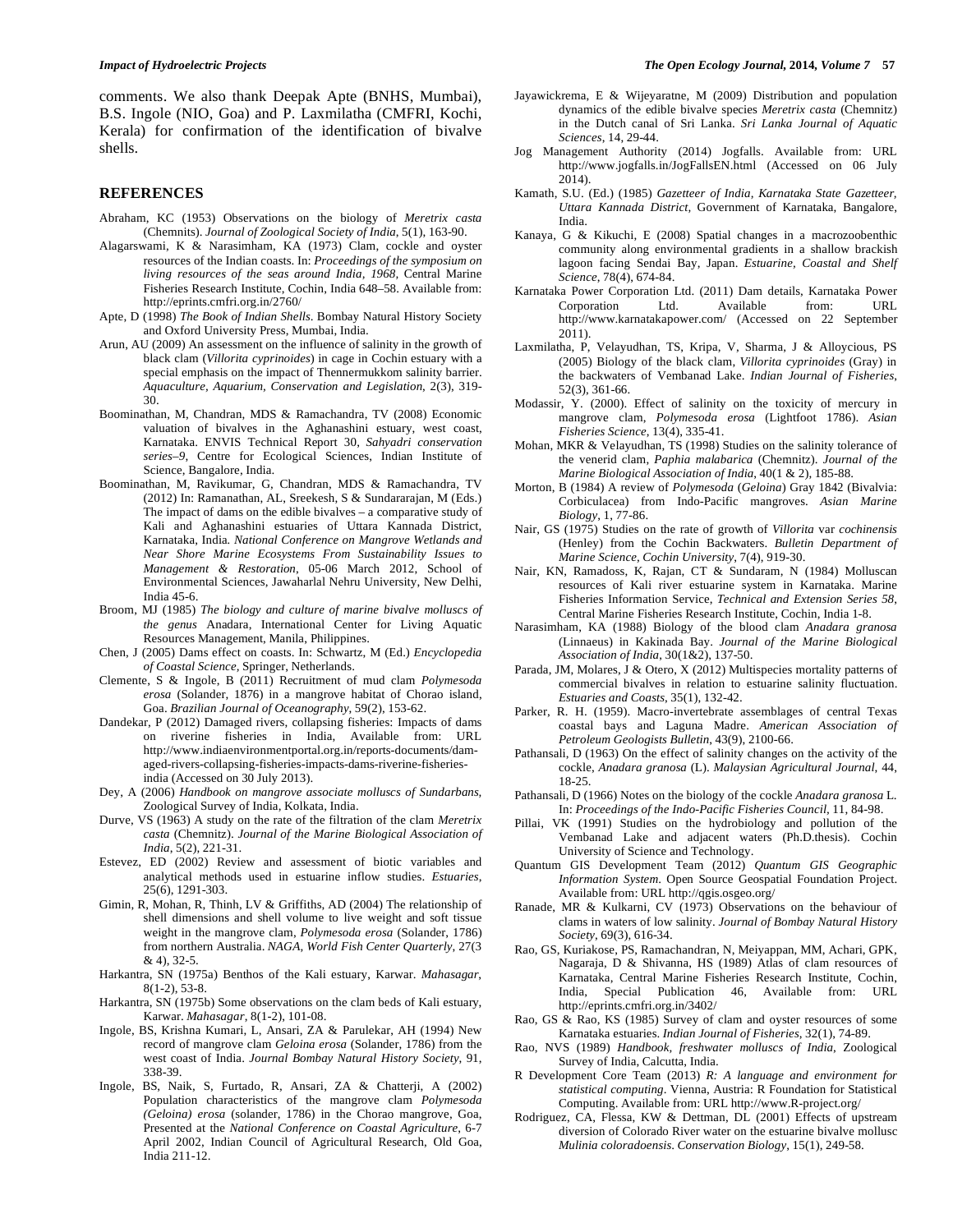comments. We also thank Deepak Apte (BNHS, Mumbai), B.S. Ingole (NIO, Goa) and P. Laxmilatha (CMFRI, Kochi, Kerala) for confirmation of the identification of bivalve shells.

## REFERENCES

Abraham, KC (1953) Observations on the biology of *Meretrix casta* (Chemnits). *Journal of Zoological Society of India*, 5(1), 163-90.

Alagarswami, K & Narasimham, KA (1973) Clam, cockle and oyster resources of the Indian coasts. In: *Proceedings of the symposium on living resources of the seas around India, 1968*, Central Marine Fisheries Research Institute, Cochin, India 648–58. Available from: http://eprints.cmfri.org.in/2760/

Apte, D (1998) *The Book of Indian Shells*. Bombay Natural History Society and Oxford University Press, Mumbai, India.

Arun, AU (2009) An assessment on the influence of salinity in the growth of black clam (*Villorita cyprinoides*) in cage in Cochin estuary with a special emphasis on the impact of Thennermukkom salinity barrier. *Aquaculture, Aquarium, Conservation and Legislation*, 2(3), 319-30.

Boominathan, M, Chandran, MDS & Ramachandra, TV (2008) Economic valuation of bivalves in the Aghanashini estuary, west coast, Karnataka. ENVIS Technical Report 30, *Sahyadri conservation series–9*, Centre for Ecological Sciences, Indian Institute of Science, Bangalore, India.

Boominathan, M, Ravikumar, G, Chandran, MDS & Ramachandra, TV (2012) In: Ramanathan, AL, Sreekesh, S & Sundararajan, M (Eds.) The impact of dams on the edible bivalves – a comparative study of Kali and Aghanashini estuaries of Uttara Kannada District, Karnataka, India. *National Conference on Mangrove Wetlands and Near Shore Marine Ecosystems From Sustainability Issues to Management & Restoration*, 05-06 March 2012, School of Environmental Sciences, Jawaharlal Nehru University, New Delhi, India 45-6.

Broom, MJ (1985) *The biology and culture of marine bivalve molluscs of the genus* Anadara, International Center for Living Aquatic Resources Management, Manila, Philippines.

Chen, J (2005) Dams effect on coasts. In: Schwartz, M (Ed.) *Encyclopedia of Coastal Science*, Springer, Netherlands.

Clemente, S & Ingole, B (2011) Recruitment of mud clam *Polymesoda erosa* (Solander, 1876) in a mangrove habitat of Chorao island, Goa. *Brazilian Journal of Oceanography*, 59(2), 153-62.

Dandekar, P (2012) Damaged rivers, collapsing fisheries: Impacts of dams on riverine fisheries in India, Available from: URL http://www.indiaenvironmentportal.org.in/reports-documents/dam-aged-rivers-collapsing-fisheries-impacts-dams-riverine-fisheries-india (Accessed on 30 July 2013).

Dey, A (2006) *Handbook on mangrove associate molluscs of Sundarbans*, Zoological Survey of India, Kolkata, India.

Durve, VS (1963) A study on the rate of the filtration of the clam *Meretrix casta* (Chemnitz). *Journal of the Marine Biological Association of India*, 5(2), 221-31.

Estevez, ED (2002) Review and assessment of biotic variables and analytical methods used in estuarine inflow studies. *Estuaries*, 25(6), 1291-303.

Gimin, R, Mohan, R, Thinh, LV & Griffiths, AD (2004) The relationship of shell dimensions and shell volume to live weight and soft tissue weight in the mangrove clam, *Polymesoda erosa* (Solander, 1786) from northern Australia. *NAGA, World Fish Center Quarterly*, 27(3 & 4), 32-5.

Harkantra, SN (1975a) Benthos of the Kali estuary, Karwar. *Mahasagar*, 8(1-2), 53-8.

Harkantra, SN (1975b) Some observations on the clam beds of Kali estuary, Karwar. *Mahasagar*, 8(1-2), 101-08.

Ingole, BS, Krishna Kumari, L, Ansari, ZA & Parulekar, AH (1994) New record of mangrove clam *Geloina erosa* (Solander, 1786) from the west coast of India. *Journal Bombay Natural History Society*, 91, 338-39.

Ingole, BS, Naik, S, Furtado, R, Ansari, ZA & Chatterji, A (2002) Population characteristics of the mangrove clam *Polymesoda (Geloina) erosa* (solander, 1786) in the Chorao mangrove, Goa, Presented at the *National Conference on Coastal Agriculture*, 6-7 April 2002, Indian Council of Agricultural Research, Old Goa, India 211-12.

Jayawickrema, E & Wijeyaratne, M (2009) Distribution and population dynamics of the edible bivalve species *Meretrix casta* (Chemnitz) in the Dutch canal of Sri Lanka. *Sri Lanka Journal of Aquatic Sciences*, 14, 29-44.

Jog Management Authority (2014) Jogfalls. Available from: URL http://www.jogfalls.in/JogFallsEN.html (Accessed on 06 July 2014).

Kamath, S.U. (Ed.) (1985) *Gazetteer of India, Karnataka State Gazetteer, Uttara Kannada District*, Government of Karnataka, Bangalore, India.

Kanaya, G & Kikuchi, E (2008) Spatial changes in a macrozoobenthic community along environmental gradients in a shallow brackish lagoon facing Sendai Bay, Japan. *Estuarine, Coastal and Shelf Science*, 78(4), 674-84.

Karnataka Power Corporation Ltd. (2011) Dam details, Karnataka Power Corporation Ltd. Available from: URL http://www.karnatakapower.com/ (Accessed on 22 September 2011).

Laxmilatha, P, Velayudhan, TS, Kripa, V, Sharma, J & Alloycious, PS (2005) Biology of the black clam, *Villorita cyprinoides* (Gray) in the backwaters of Vembanad Lake. *Indian Journal of Fisheries*, 52(3), 361-66.

Modassir, Y. (2000). Effect of salinity on the toxicity of mercury in mangrove clam, *Polymesoda erosa* (Lightfoot 1786). *Asian Fisheries Science*, 13(4), 335-41.

Mohan, MKR & Velayudhan, TS (1998) Studies on the salinity tolerance of the venerid clam, *Paphia malabarica* (Chemnitz). *Journal of the Marine Biological Association of India*, 40(1 & 2), 185-88.

Morton, B (1984) A review of *Polymesoda* (*Geloina*) Gray 1842 (Bivalvia: Corbiculacea) from Indo-Pacific mangroves. *Asian Marine Biology*, 1, 77-86.

Nair, GS (1975) Studies on the rate of growth of *Villorita* var *cochinensis* (Henley) from the Cochin Backwaters. *Bulletin Department of Marine Science, Cochin University*, 7(4), 919-30.

Nair, KN, Ramadoss, K, Rajan, CT & Sundaram, N (1984) Molluscan resources of Kali river estuarine system in Karnataka. Marine Fisheries Information Service, *Technical and Extension Series 58*, Central Marine Fisheries Research Institute, Cochin, India 1-8.

Narasimham, KA (1988) Biology of the blood clam *Anadara granosa* (Linnaeus) in Kakinada Bay. *Journal of the Marine Biological Association of India*, 30(1&2), 137-50.

Parada, JM, Molares, J & Otero, X (2012) Multispecies mortality patterns of commercial bivalves in relation to estuarine salinity fluctuation. *Estuaries and Coasts*, 35(1), 132-42.

Parker, R. H. (1959). Macro-invertebrate assemblages of central Texas coastal bays and Laguna Madre. *American Association of Petroleum Geologists Bulletin*, 43(9), 2100-66.

Pathansali, D (1963) On the effect of salinity changes on the activity of the cockle, *Anadara granosa* (L). *Malaysian Agricultural Journal*, 44, 18-25.

Pathansali, D (1966) Notes on the biology of the cockle *Anadara granosa* L. In: *Proceedings of the Indo-Pacific Fisheries Council*, 11, 84-98.

Pillai, VK (1991) Studies on the hydrobiology and pollution of the Vembanad Lake and adjacent waters (Ph.D.thesis). Cochin University of Science and Technology.

Quantum GIS Development Team (2012) *Quantum GIS Geographic Information System*. Open Source Geospatial Foundation Project. Available from: URL http://qgis.osgeo.org/

Ranade, MR & Kulkarni, CV (1973) Observations on the behaviour of clams in waters of low salinity. *Journal of Bombay Natural History Society*, 69(3), 616-34.

Rao, GS, Kuriakose, PS, Ramachandran, N, Meiyappan, MM, Achari, GPK, Nagaraja, D & Shivanna, HS (1989) Atlas of clam resources of Karnataka, Central Marine Fisheries Research Institute, Cochin, India, Special Publication 46, Available from: URL http://eprints.cmfri.org.in/3402/

Rao, GS & Rao, KS (1985) Survey of clam and oyster resources of some Karnataka estuaries. *Indian Journal of Fisheries*, 32(1), 74-89.

Rao, NVS (1989) *Handbook, freshwater molluscs of India*, Zoological Survey of India, Calcutta, India.

R Development Core Team (2013) *R: A language and environment for statistical computing*. Vienna, Austria: R Foundation for Statistical Computing. Available from: URL http://www.R-project.org/

Rodriguez, CA, Flessa, KW & Dettman, DL (2001) Effects of upstream diversion of Colorado River water on the estuarine bivalve mollusc *Mulinia coloradoensis*. *Conservation Biology*, 15(1), 249-58.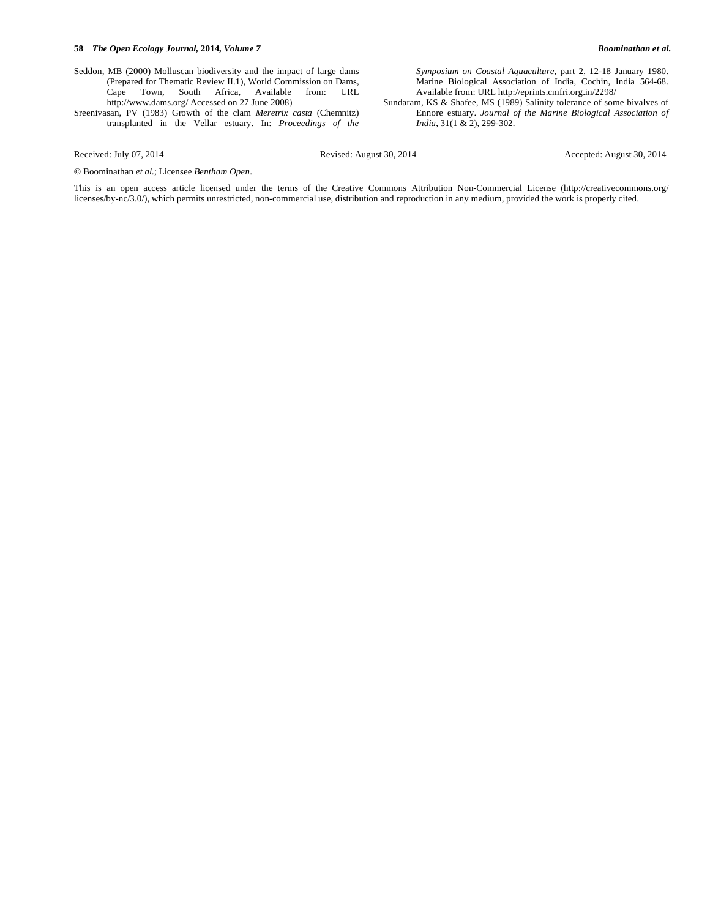Seddon, MB (2000) Molluscan biodiversity and the impact of large dams (Prepared for Thematic Review II.1), World Commission on Dams, Cape Town, South Africa, Available from: URL http://www.dams.org/ Accessed on 27 June 2008)

Sreenivasan, PV (1983) Growth of the clam *Meretrix casta* (Chemnitz) transplanted in the Vellar estuary. In: *Proceedings of the Symposium on Coastal Aquaculture*, part 2, 12-18 January 1980. Marine Biological Association of India, Cochin, India 564-68. Available from: URL http://eprints.cmfri.org.in/2298/

Sundaram, KS & Shafee, MS (1989) Salinity tolerance of some bivalves of Ennore estuary. *Journal of the Marine Biological Association of India*, 31(1 & 2), 299-302.

Received: July 07, 2014 Revised: August 30, 2014 Accepted: August 30, 2014

© Boominathan *et al.*; Licensee *Bentham Open*.

This is an open access article licensed under the terms of the Creative Commons Attribution Non-Commercial License (http://creativecommons.org/licenses/by-nc/3.0/), which permits unrestricted, non-commercial use, distribution and reproduction in any medium, provided the work is properly cited.